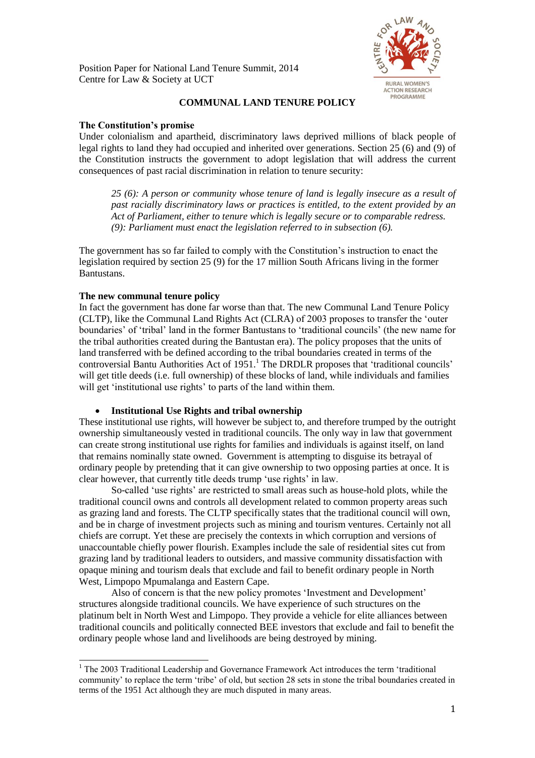Position Paper for National Land Tenure Summit, 2014
Centre for Law & Society at UCT

CENTRE FOR LAW AND SOCIETY
RURAL WOMEN'S ACTION RESEARCH PROGRAMME

# COMMUNAL LAND TENURE POLICY

**The Constitution's promise**

Under colonialism and apartheid, discriminatory laws deprived millions of black people of legal rights to land they had occupied and inherited over generations. Section 25 (6) and (9) of the Constitution instructs the government to adopt legislation that will address the current consequences of past racial discrimination in relation to tenure security:

> *25 (6): A person or community whose tenure of land is legally insecure as a result of past racially discriminatory laws or practices is entitled, to the extent provided by an Act of Parliament, either to tenure which is legally secure or to comparable redress.*
> *(9): Parliament must enact the legislation referred to in subsection (6).*

The government has so far failed to comply with the Constitution's instruction to enact the legislation required by section 25 (9) for the 17 million South Africans living in the former Bantustans.

**The new communal tenure policy**

In fact the government has done far worse than that. The new Communal Land Tenure Policy (CLTP), like the Communal Land Rights Act (CLRA) of 2003 proposes to transfer the 'outer boundaries' of 'tribal' land in the former Bantustans to 'traditional councils' (the new name for the tribal authorities created during the Bantustan era). The policy proposes that the units of land transferred with be defined according to the tribal boundaries created in terms of the controversial Bantu Authorities Act of 1951.[1] The DRDLR proposes that 'traditional councils' will get title deeds (i.e. full ownership) of these blocks of land, while individuals and families will get 'institutional use rights' to parts of the land within them.

- **Institutional Use Rights and tribal ownership**

These institutional use rights, will however be subject to, and therefore trumped by the outright ownership simultaneously vested in traditional councils. The only way in law that government can create strong institutional use rights for families and individuals is against itself, on land that remains nominally state owned. Government is attempting to disguise its betrayal of ordinary people by pretending that it can give ownership to two opposing parties at once. It is clear however, that currently title deeds trump 'use rights' in law.

So-called 'use rights' are restricted to small areas such as house-hold plots, while the traditional council owns and controls all development related to common property areas such as grazing land and forests. The CLTP specifically states that the traditional council will own, and be in charge of investment projects such as mining and tourism ventures. Certainly not all chiefs are corrupt. Yet these are precisely the contexts in which corruption and versions of unaccountable chiefly power flourish. Examples include the sale of residential sites cut from grazing land by traditional leaders to outsiders, and massive community dissatisfaction with opaque mining and tourism deals that exclude and fail to benefit ordinary people in North West, Limpopo Mpumalanga and Eastern Cape.

Also of concern is that the new policy promotes 'Investment and Development' structures alongside traditional councils. We have experience of such structures on the platinum belt in North West and Limpopo. They provide a vehicle for elite alliances between traditional councils and politically connected BEE investors that exclude and fail to benefit the ordinary people whose land and livelihoods are being destroyed by mining.

---

[1] The 2003 Traditional Leadership and Governance Framework Act introduces the term 'traditional community' to replace the term 'tribe' of old, but section 28 sets in stone the tribal boundaries created in terms of the 1951 Act although they are much disputed in many areas.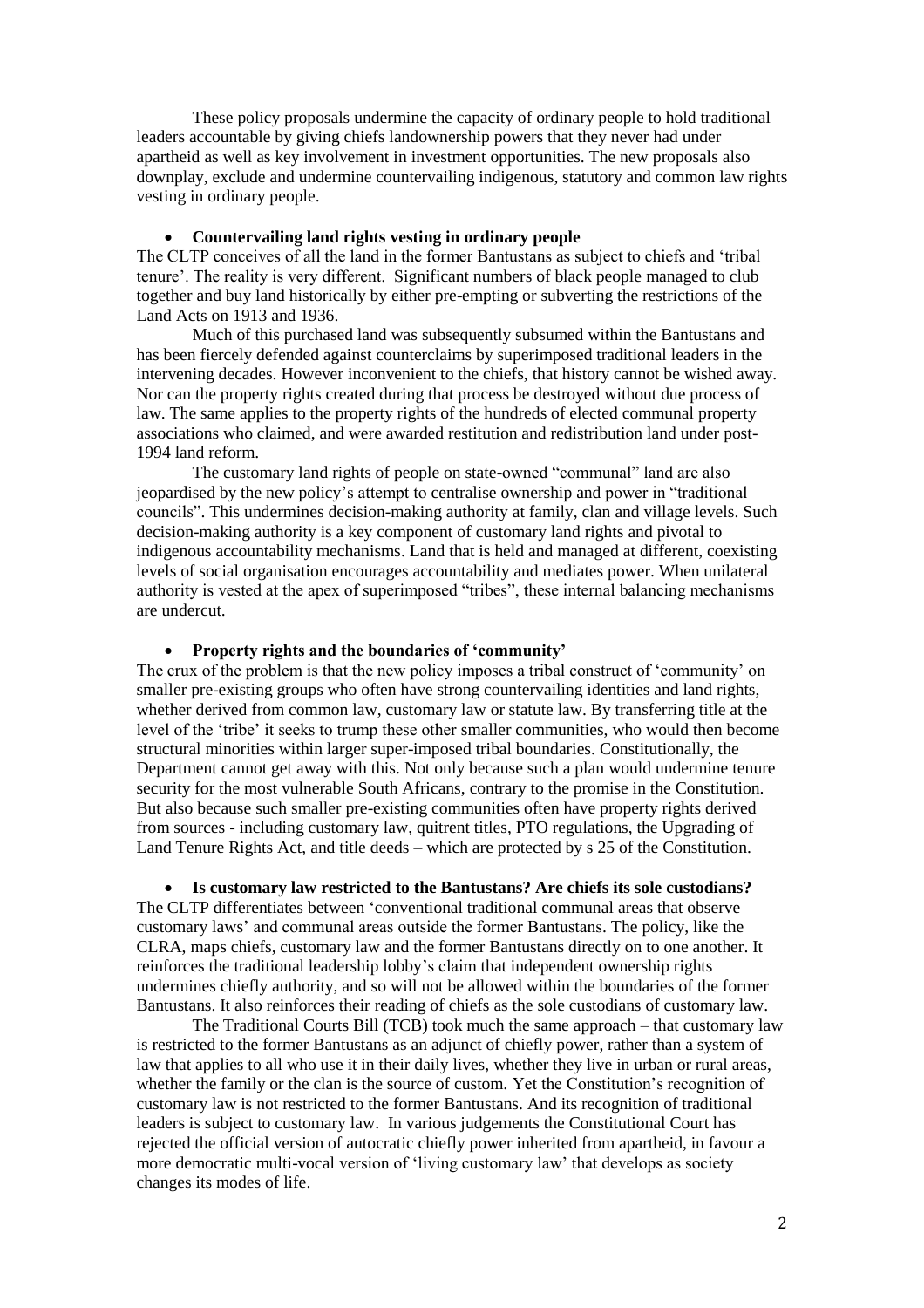These policy proposals undermine the capacity of ordinary people to hold traditional leaders accountable by giving chiefs landownership powers that they never had under apartheid as well as key involvement in investment opportunities. The new proposals also downplay, exclude and undermine countervailing indigenous, statutory and common law rights vesting in ordinary people.

- **Countervailing land rights vesting in ordinary people**

The CLTP conceives of all the land in the former Bantustans as subject to chiefs and 'tribal tenure'. The reality is very different. Significant numbers of black people managed to club together and buy land historically by either pre-empting or subverting the restrictions of the Land Acts on 1913 and 1936.

Much of this purchased land was subsequently subsumed within the Bantustans and has been fiercely defended against counterclaims by superimposed traditional leaders in the intervening decades. However inconvenient to the chiefs, that history cannot be wished away. Nor can the property rights created during that process be destroyed without due process of law. The same applies to the property rights of the hundreds of elected communal property associations who claimed, and were awarded restitution and redistribution land under post-1994 land reform.

The customary land rights of people on state-owned "communal" land are also jeopardised by the new policy's attempt to centralise ownership and power in "traditional councils". This undermines decision-making authority at family, clan and village levels. Such decision-making authority is a key component of customary land rights and pivotal to indigenous accountability mechanisms. Land that is held and managed at different, coexisting levels of social organisation encourages accountability and mediates power. When unilateral authority is vested at the apex of superimposed "tribes", these internal balancing mechanisms are undercut.

- **Property rights and the boundaries of 'community'**

The crux of the problem is that the new policy imposes a tribal construct of 'community' on smaller pre-existing groups who often have strong countervailing identities and land rights, whether derived from common law, customary law or statute law. By transferring title at the level of the 'tribe' it seeks to trump these other smaller communities, who would then become structural minorities within larger super-imposed tribal boundaries. Constitutionally, the Department cannot get away with this. Not only because such a plan would undermine tenure security for the most vulnerable South Africans, contrary to the promise in the Constitution. But also because such smaller pre-existing communities often have property rights derived from sources - including customary law, quitrent titles, PTO regulations, the Upgrading of Land Tenure Rights Act, and title deeds – which are protected by s 25 of the Constitution.

- **Is customary law restricted to the Bantustans? Are chiefs its sole custodians?**

The CLTP differentiates between 'conventional traditional communal areas that observe customary laws' and communal areas outside the former Bantustans. The policy, like the CLRA, maps chiefs, customary law and the former Bantustans directly on to one another. It reinforces the traditional leadership lobby's claim that independent ownership rights undermines chiefly authority, and so will not be allowed within the boundaries of the former Bantustans. It also reinforces their reading of chiefs as the sole custodians of customary law.

The Traditional Courts Bill (TCB) took much the same approach – that customary law is restricted to the former Bantustans as an adjunct of chiefly power, rather than a system of law that applies to all who use it in their daily lives, whether they live in urban or rural areas, whether the family or the clan is the source of custom. Yet the Constitution's recognition of customary law is not restricted to the former Bantustans. And its recognition of traditional leaders is subject to customary law. In various judgements the Constitutional Court has rejected the official version of autocratic chiefly power inherited from apartheid, in favour a more democratic multi-vocal version of 'living customary law' that develops as society changes its modes of life.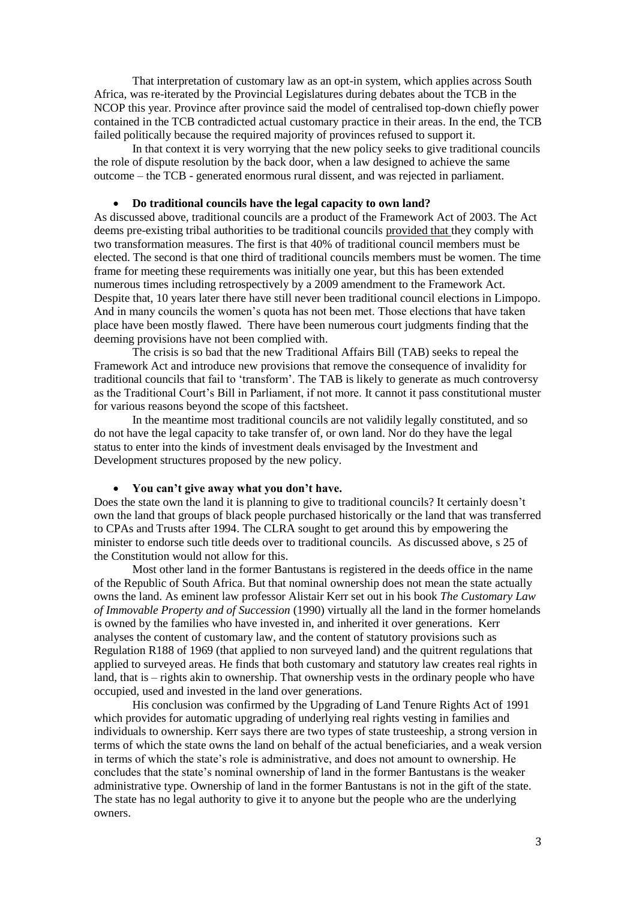That interpretation of customary law as an opt-in system, which applies across South Africa, was re-iterated by the Provincial Legislatures during debates about the TCB in the NCOP this year. Province after province said the model of centralised top-down chiefly power contained in the TCB contradicted actual customary practice in their areas. In the end, the TCB failed politically because the required majority of provinces refused to support it.

In that context it is very worrying that the new policy seeks to give traditional councils the role of dispute resolution by the back door, when a law designed to achieve the same outcome – the TCB - generated enormous rural dissent, and was rejected in parliament.

- **Do traditional councils have the legal capacity to own land?**

As discussed above, traditional councils are a product of the Framework Act of 2003. The Act deems pre-existing tribal authorities to be traditional councils provided that they comply with two transformation measures. The first is that 40% of traditional council members must be elected. The second is that one third of traditional councils members must be women. The time frame for meeting these requirements was initially one year, but this has been extended numerous times including retrospectively by a 2009 amendment to the Framework Act. Despite that, 10 years later there have still never been traditional council elections in Limpopo. And in many councils the women's quota has not been met. Those elections that have taken place have been mostly flawed. There have been numerous court judgments finding that the deeming provisions have not been complied with.

The crisis is so bad that the new Traditional Affairs Bill (TAB) seeks to repeal the Framework Act and introduce new provisions that remove the consequence of invalidity for traditional councils that fail to 'transform'. The TAB is likely to generate as much controversy as the Traditional Court's Bill in Parliament, if not more. It cannot it pass constitutional muster for various reasons beyond the scope of this factsheet.

In the meantime most traditional councils are not validily legally constituted, and so do not have the legal capacity to take transfer of, or own land. Nor do they have the legal status to enter into the kinds of investment deals envisaged by the Investment and Development structures proposed by the new policy.

- **You can't give away what you don't have.**

Does the state own the land it is planning to give to traditional councils? It certainly doesn't own the land that groups of black people purchased historically or the land that was transferred to CPAs and Trusts after 1994. The CLRA sought to get around this by empowering the minister to endorse such title deeds over to traditional councils. As discussed above, s 25 of the Constitution would not allow for this.

Most other land in the former Bantustans is registered in the deeds office in the name of the Republic of South Africa. But that nominal ownership does not mean the state actually owns the land. As eminent law professor Alistair Kerr set out in his book *The Customary Law of Immovable Property and of Succession* (1990) virtually all the land in the former homelands is owned by the families who have invested in, and inherited it over generations. Kerr analyses the content of customary law, and the content of statutory provisions such as Regulation R188 of 1969 (that applied to non surveyed land) and the quitrent regulations that applied to surveyed areas. He finds that both customary and statutory law creates real rights in land, that is – rights akin to ownership. That ownership vests in the ordinary people who have occupied, used and invested in the land over generations.

His conclusion was confirmed by the Upgrading of Land Tenure Rights Act of 1991 which provides for automatic upgrading of underlying real rights vesting in families and individuals to ownership. Kerr says there are two types of state trusteeship, a strong version in terms of which the state owns the land on behalf of the actual beneficiaries, and a weak version in terms of which the state's role is administrative, and does not amount to ownership. He concludes that the state's nominal ownership of land in the former Bantustans is the weaker administrative type. Ownership of land in the former Bantustans is not in the gift of the state. The state has no legal authority to give it to anyone but the people who are the underlying owners.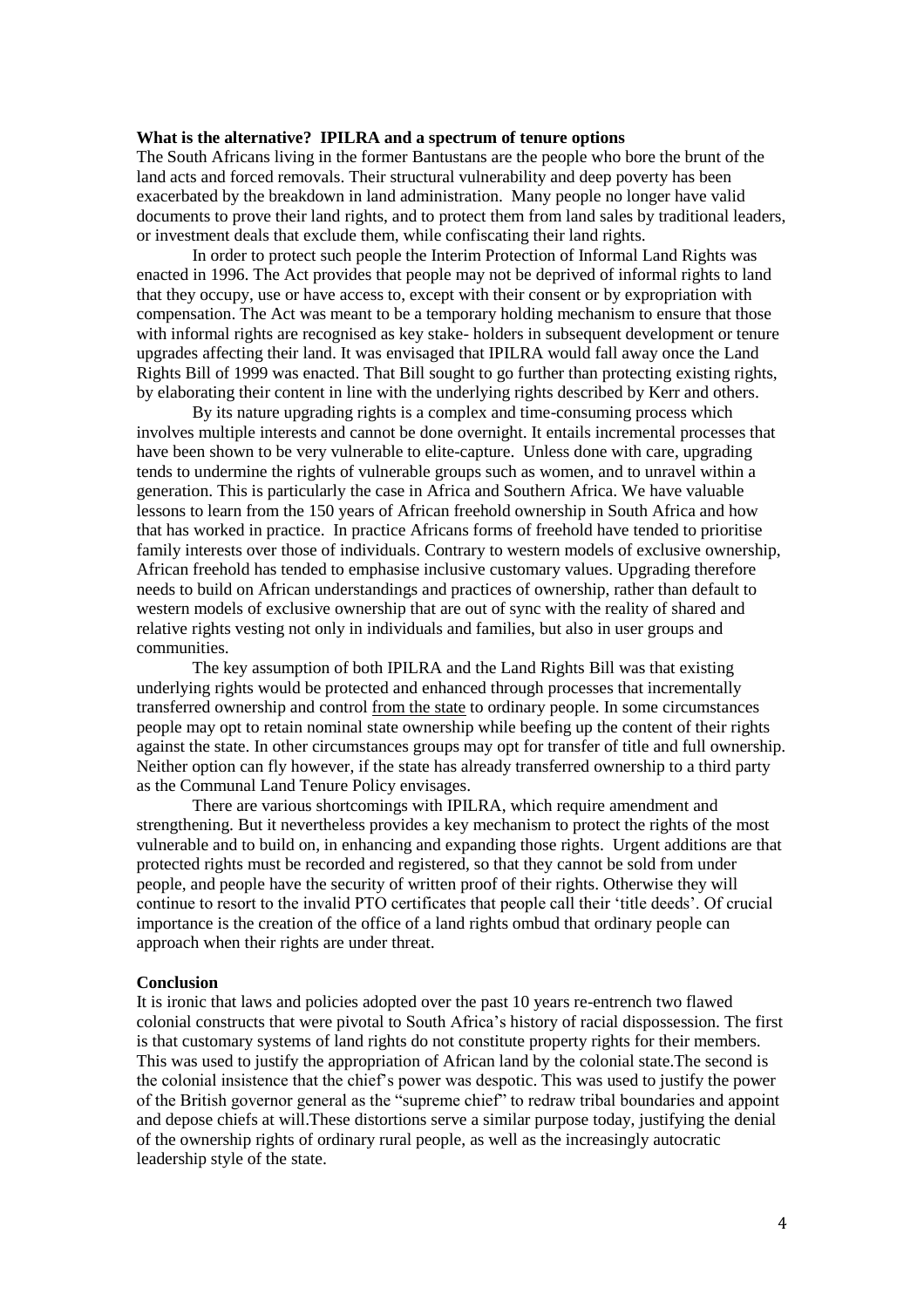**What is the alternative? IPILRA and a spectrum of tenure options**

The South Africans living in the former Bantustans are the people who bore the brunt of the land acts and forced removals. Their structural vulnerability and deep poverty has been exacerbated by the breakdown in land administration. Many people no longer have valid documents to prove their land rights, and to protect them from land sales by traditional leaders, or investment deals that exclude them, while confiscating their land rights.

In order to protect such people the Interim Protection of Informal Land Rights was enacted in 1996. The Act provides that people may not be deprived of informal rights to land that they occupy, use or have access to, except with their consent or by expropriation with compensation. The Act was meant to be a temporary holding mechanism to ensure that those with informal rights are recognised as key stake- holders in subsequent development or tenure upgrades affecting their land. It was envisaged that IPILRA would fall away once the Land Rights Bill of 1999 was enacted. That Bill sought to go further than protecting existing rights, by elaborating their content in line with the underlying rights described by Kerr and others.

By its nature upgrading rights is a complex and time-consuming process which involves multiple interests and cannot be done overnight. It entails incremental processes that have been shown to be very vulnerable to elite-capture. Unless done with care, upgrading tends to undermine the rights of vulnerable groups such as women, and to unravel within a generation. This is particularly the case in Africa and Southern Africa. We have valuable lessons to learn from the 150 years of African freehold ownership in South Africa and how that has worked in practice. In practice Africans forms of freehold have tended to prioritise family interests over those of individuals. Contrary to western models of exclusive ownership, African freehold has tended to emphasise inclusive customary values. Upgrading therefore needs to build on African understandings and practices of ownership, rather than default to western models of exclusive ownership that are out of sync with the reality of shared and relative rights vesting not only in individuals and families, but also in user groups and communities.

The key assumption of both IPILRA and the Land Rights Bill was that existing underlying rights would be protected and enhanced through processes that incrementally transferred ownership and control from the state to ordinary people. In some circumstances people may opt to retain nominal state ownership while beefing up the content of their rights against the state. In other circumstances groups may opt for transfer of title and full ownership. Neither option can fly however, if the state has already transferred ownership to a third party as the Communal Land Tenure Policy envisages.

There are various shortcomings with IPILRA, which require amendment and strengthening. But it nevertheless provides a key mechanism to protect the rights of the most vulnerable and to build on, in enhancing and expanding those rights. Urgent additions are that protected rights must be recorded and registered, so that they cannot be sold from under people, and people have the security of written proof of their rights. Otherwise they will continue to resort to the invalid PTO certificates that people call their 'title deeds'. Of crucial importance is the creation of the office of a land rights ombud that ordinary people can approach when their rights are under threat.

**Conclusion**

It is ironic that laws and policies adopted over the past 10 years re-entrench two flawed colonial constructs that were pivotal to South Africa's history of racial dispossession. The first is that customary systems of land rights do not constitute property rights for their members. This was used to justify the appropriation of African land by the colonial state.The second is the colonial insistence that the chief's power was despotic. This was used to justify the power of the British governor general as the "supreme chief" to redraw tribal boundaries and appoint and depose chiefs at will.These distortions serve a similar purpose today, justifying the denial of the ownership rights of ordinary rural people, as well as the increasingly autocratic leadership style of the state.